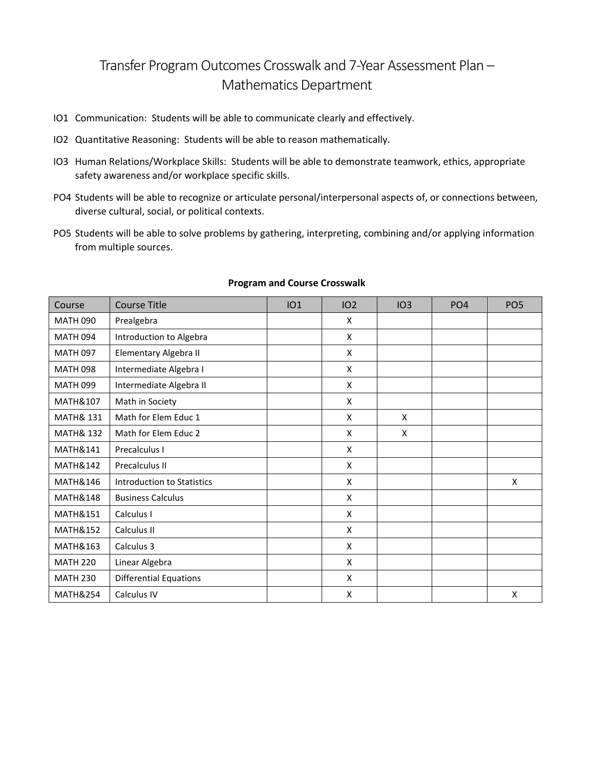# Transfer Program Outcomes Crosswalk and 7-Year Assessment Plan – Mathematics Department

- IO1 Communication: Students will be able to communicate clearly and effectively.
- IO2 Quantitative Reasoning: Students will be able to reason mathematically.
- IO3 Human Relations/Workplace Skills: Students will be able to demonstrate teamwork, ethics, appropriate safety awareness and/or workplace specific skills.
- PO4 Students will be able to recognize or articulate personal/interpersonal aspects of, or connections between, diverse cultural, social, or political contexts.
- PO5 Students will be able to solve problems by gathering, interpreting, combining and/or applying information from multiple sources.

**Program and Course Crosswalk**

| Course | Course Title | IO1 | IO2 | IO3 | PO4 | PO5 |
|---|---|---|---|---|---|---|
| MATH 090 | Prealgebra | | X | | | |
| MATH 094 | Introduction to Algebra | | X | | | |
| MATH 097 | Elementary Algebra II | | X | | | |
| MATH 098 | Intermediate Algebra I | | X | | | |
| MATH 099 | Intermediate Algebra II | | X | | | |
| MATH&107 | Math in Society | | X | | | |
| MATH& 131 | Math for Elem Educ 1 | | X | X | | |
| MATH& 132 | Math for Elem Educ 2 | | X | X | | |
| MATH&141 | Precalculus I | | X | | | |
| MATH&142 | Precalculus II | | X | | | |
| MATH&146 | Introduction to Statistics | | X | | | X |
| MATH&148 | Business Calculus | | X | | | |
| MATH&151 | Calculus I | | X | | | |
| MATH&152 | Calculus II | | X | | | |
| MATH&163 | Calculus 3 | | X | | | |
| MATH 220 | Linear Algebra | | X | | | |
| MATH 230 | Differential Equations | | X | | | |
| MATH&254 | Calculus IV | | X | | | X |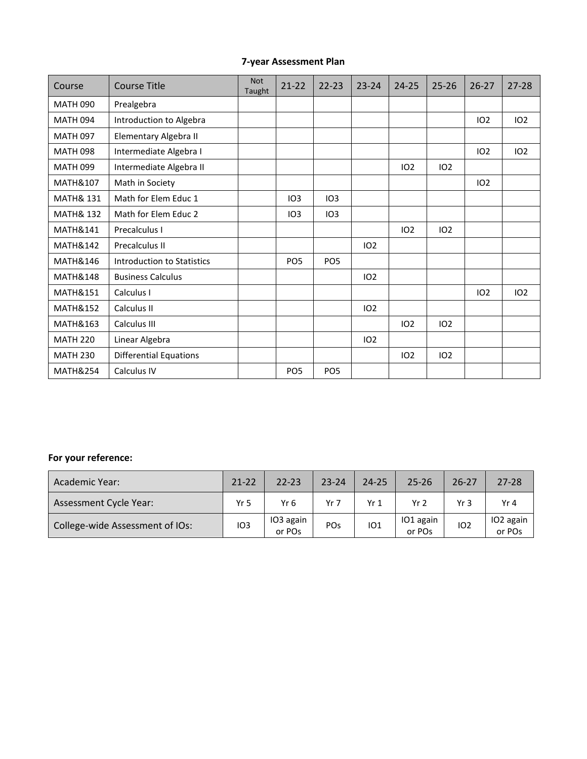**7-year Assessment Plan**

| Course | Course Title | Not Taught | 21-22 | 22-23 | 23-24 | 24-25 | 25-26 | 26-27 | 27-28 |
|---|---|---|---|---|---|---|---|---|---|
| MATH 090 | Prealgebra | | | | | | | | |
| MATH 094 | Introduction to Algebra | | | | | | | IO2 | IO2 |
| MATH 097 | Elementary Algebra II | | | | | | | | |
| MATH 098 | Intermediate Algebra I | | | | | | | IO2 | IO2 |
| MATH 099 | Intermediate Algebra II | | | | | IO2 | IO2 | | |
| MATH&107 | Math in Society | | | | | | | IO2 | |
| MATH& 131 | Math for Elem Educ 1 | | IO3 | IO3 | | | | | |
| MATH& 132 | Math for Elem Educ 2 | | IO3 | IO3 | | | | | |
| MATH&141 | Precalculus I | | | | | IO2 | IO2 | | |
| MATH&142 | Precalculus II | | | | IO2 | | | | |
| MATH&146 | Introduction to Statistics | | PO5 | PO5 | | | | | |
| MATH&148 | Business Calculus | | | | IO2 | | | | |
| MATH&151 | Calculus I | | | | | | | IO2 | IO2 |
| MATH&152 | Calculus II | | | | IO2 | | | | |
| MATH&163 | Calculus III | | | | | IO2 | IO2 | | |
| MATH 220 | Linear Algebra | | | | IO2 | | | | |
| MATH 230 | Differential Equations | | | | | IO2 | IO2 | | |
| MATH&254 | Calculus IV | | PO5 | PO5 | | | | | |

**For your reference:**

| Academic Year: | 21-22 | 22-23 | 23-24 | 24-25 | 25-26 | 26-27 | 27-28 |
|---|---|---|---|---|---|---|---|
| Assessment Cycle Year: | Yr 5 | Yr 6 | Yr 7 | Yr 1 | Yr 2 | Yr 3 | Yr 4 |
| College-wide Assessment of IOs: | IO3 | IO3 again or POs | POs | IO1 | IO1 again or POs | IO2 | IO2 again or POs |